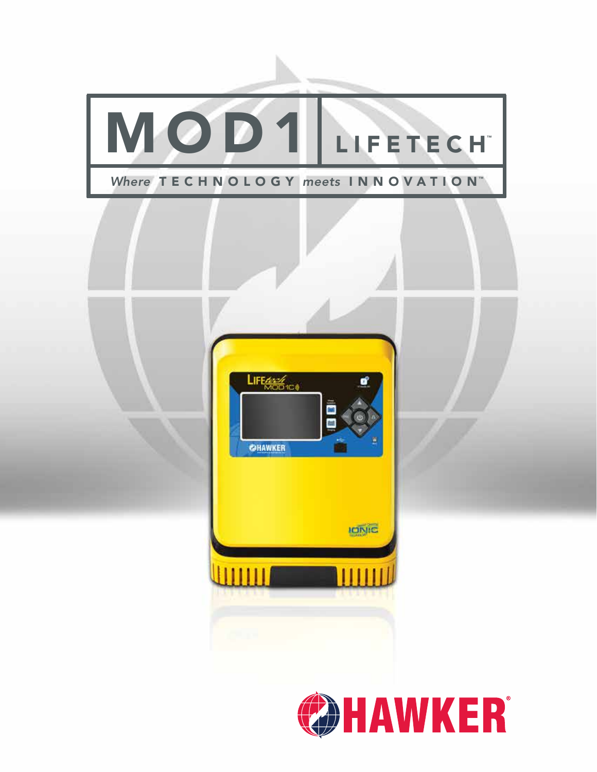# MOD1 LIFETECH™

*Where* **TECHNOLOGY** *meets* **INNOVATION™**

HAWKER®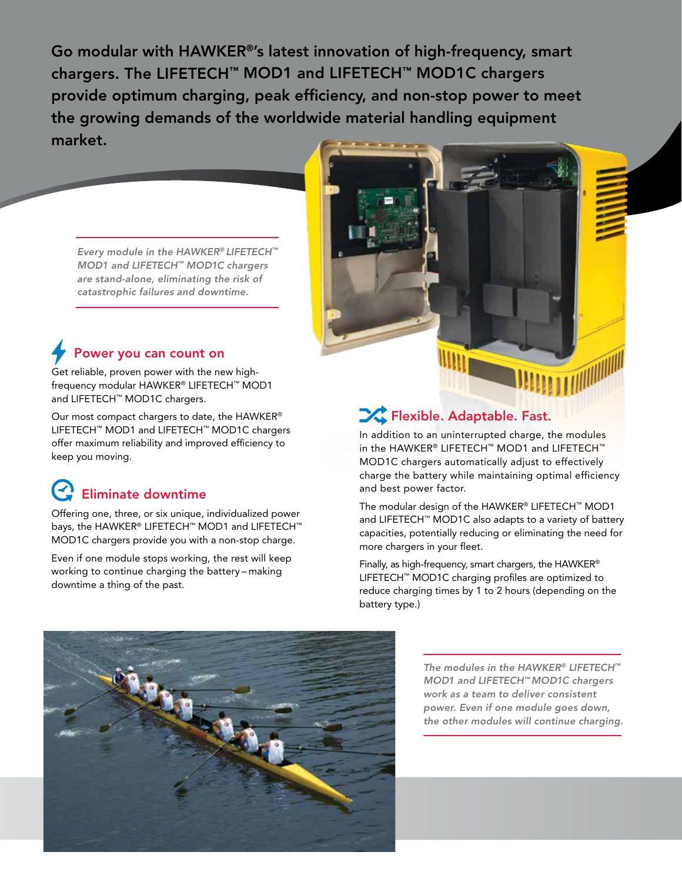**Go modular with HAWKER®'s latest innovation of high-frequency, smart chargers. The LIFETECH™ MOD1 and LIFETECH™ MOD1C chargers provide optimum charging, peak efficiency, and non-stop power to meet the growing demands of the worldwide material handling equipment market.**

*Every module in the HAWKER® LIFETECH™ MOD1 and LIFETECH™ MOD1C chargers are stand-alone, eliminating the risk of catastrophic failures and downtime.*

## Power you can count on

Get reliable, proven power with the new high-frequency modular HAWKER® LIFETECH™ MOD1 and LIFETECH™ MOD1C chargers.

Our most compact chargers to date, the HAWKER® LIFETECH™ MOD1 and LIFETECH™ MOD1C chargers offer maximum reliability and improved efficiency to keep you moving.

## Eliminate downtime

Offering one, three, or six unique, individualized power bays, the HAWKER® LIFETECH™ MOD1 and LIFETECH™ MOD1C chargers provide you with a non-stop charge.

Even if one module stops working, the rest will keep working to continue charging the battery – making downtime a thing of the past.

## Flexible. Adaptable. Fast.

In addition to an uninterrupted charge, the modules in the HAWKER® LIFETECH™ MOD1 and LIFETECH™ MOD1C chargers automatically adjust to effectively charge the battery while maintaining optimal efficiency and best power factor.

The modular design of the HAWKER® LIFETECH™ MOD1 and LIFETECH™ MOD1C also adapts to a variety of battery capacities, potentially reducing or eliminating the need for more chargers in your fleet.

Finally, as high-frequency, smart chargers, the HAWKER® LIFETECH™ MOD1C charging profiles are optimized to reduce charging times by 1 to 2 hours (depending on the battery type.)

*The modules in the HAWKER® LIFETECH™ MOD1 and LIFETECH™ MOD1C chargers work as a team to deliver consistent power. Even if one module goes down, the other modules will continue charging.*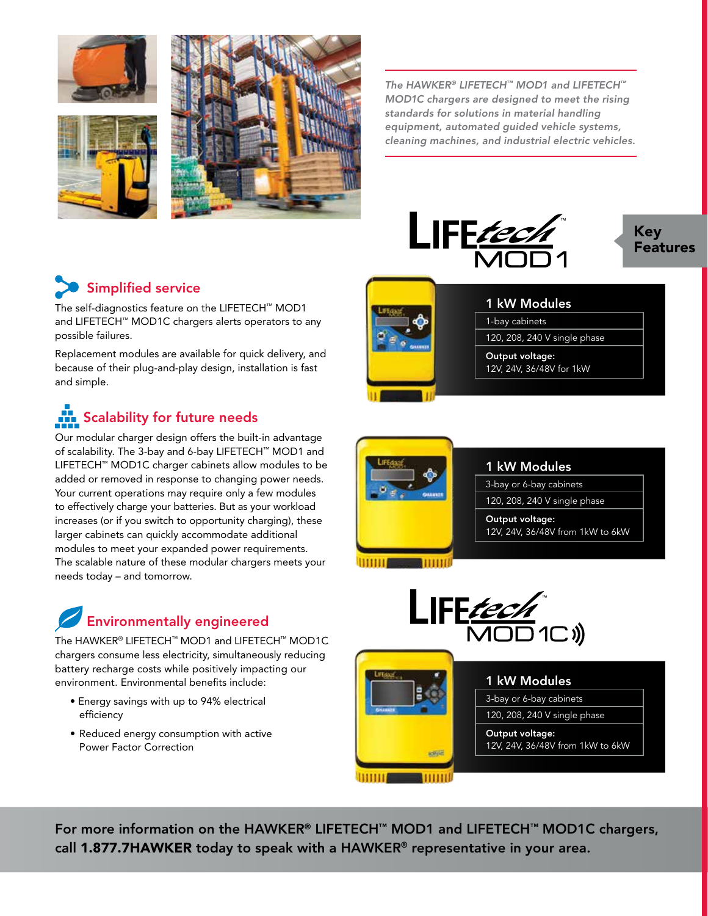*The HAWKER® LIFETECH™ MOD1 and LIFETECH™ MOD1C chargers are designed to meet the rising standards for solutions in material handling equipment, automated guided vehicle systems, cleaning machines, and industrial electric vehicles.*

## Key Features

### Simplified service

The self-diagnostics feature on the LIFETECH™ MOD1 and LIFETECH™ MOD1C chargers alerts operators to any possible failures.

Replacement modules are available for quick delivery, and because of their plug-and-play design, installation is fast and simple.

### Scalability for future needs

Our modular charger design offers the built-in advantage of scalability. The 3-bay and 6-bay LIFETECH™ MOD1 and LIFETECH™ MOD1C charger cabinets allow modules to be added or removed in response to changing power needs. Your current operations may require only a few modules to effectively charge your batteries. But as your workload increases (or if you switch to opportunity charging), these larger cabinets can quickly accommodate additional modules to meet your expanded power requirements. The scalable nature of these modular chargers meets your needs today – and tomorrow.

### Environmentally engineered

The HAWKER® LIFETECH™ MOD1 and LIFETECH™ MOD1C chargers consume less electricity, simultaneously reducing battery recharge costs while positively impacting our environment. Environmental benefits include:

- Energy savings with up to 94% electrical efficiency
- Reduced energy consumption with active Power Factor Correction

## LIFEtech™ MOD1

**1 kW Modules**

- 1-bay cabinets
- 120, 208, 240 V single phase
- **Output voltage:** 12V, 24V, 36/48V for 1kW

**1 kW Modules**

- 3-bay or 6-bay cabinets
- 120, 208, 240 V single phase
- **Output voltage:** 12V, 24V, 36/48V from 1kW to 6kW

## LIFEtech™ MOD1C

**1 kW Modules**

- 3-bay or 6-bay cabinets
- 120, 208, 240 V single phase
- **Output voltage:** 12V, 24V, 36/48V from 1kW to 6kW

**For more information on the HAWKER® LIFETECH™ MOD1 and LIFETECH™ MOD1C chargers, call 1.877.7HAWKER today to speak with a HAWKER® representative in your area.**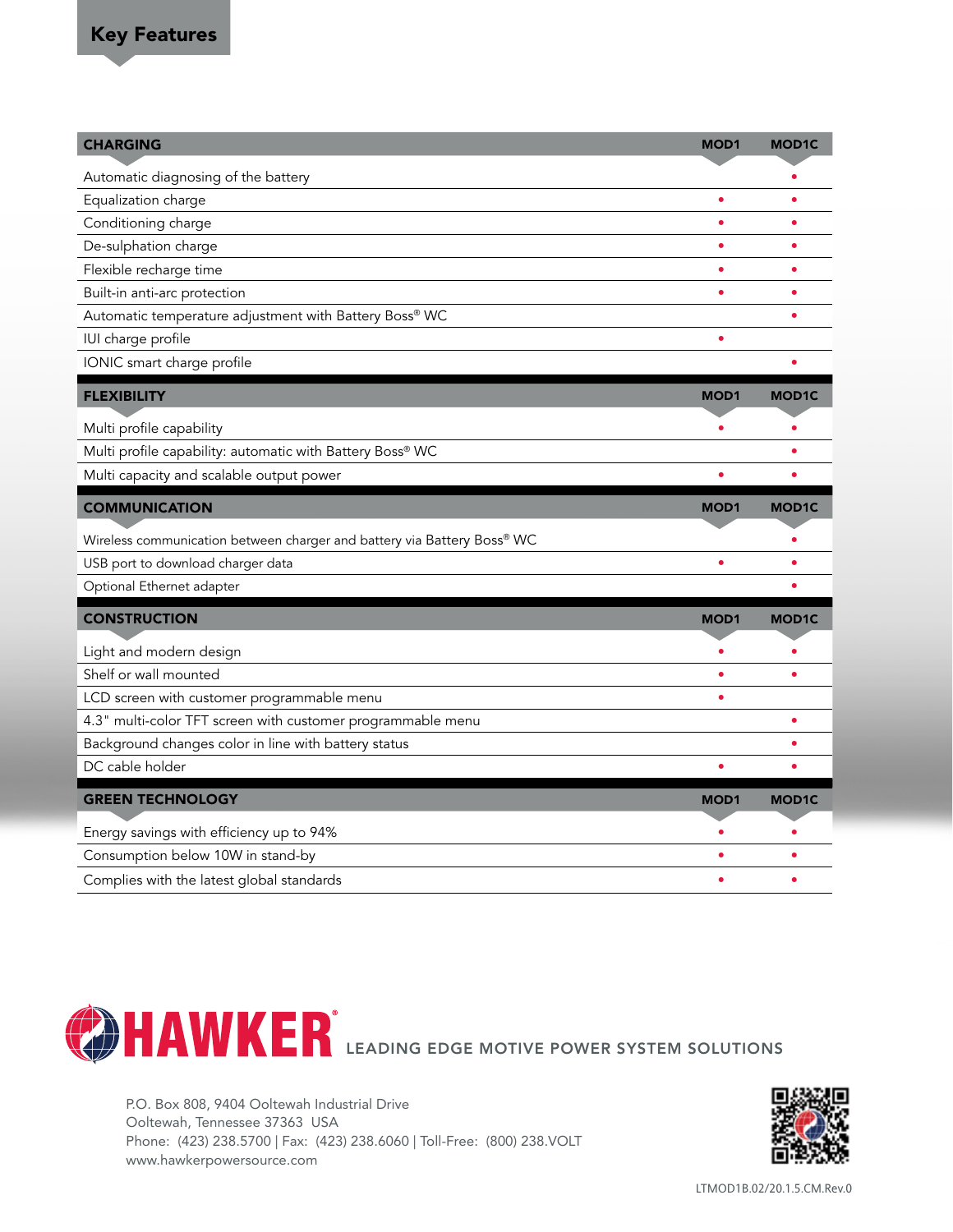## Key Features

| CHARGING | MOD1 | MOD1C |
|---|---|---|
| Automatic diagnosing of the battery | | • |
| Equalization charge | • | • |
| Conditioning charge | • | • |
| De-sulphation charge | • | • |
| Flexible recharge time | • | • |
| Built-in anti-arc protection | • | • |
| Automatic temperature adjustment with Battery Boss® WC | | • |
| IUI charge profile | • | |
| IONIC smart charge profile | | • |
| **FLEXIBILITY** | **MOD1** | **MOD1C** |
| Multi profile capability | • | • |
| Multi profile capability: automatic with Battery Boss® WC | | • |
| Multi capacity and scalable output power | • | • |
| **COMMUNICATION** | **MOD1** | **MOD1C** |
| Wireless communication between charger and battery via Battery Boss® WC | | • |
| USB port to download charger data | • | • |
| Optional Ethernet adapter | | • |
| **CONSTRUCTION** | **MOD1** | **MOD1C** |
| Light and modern design | • | • |
| Shelf or wall mounted | • | • |
| LCD screen with customer programmable menu | • | |
| 4.3" multi-color TFT screen with customer programmable menu | | • |
| Background changes color in line with battery status | | • |
| DC cable holder | • | • |
| **GREEN TECHNOLOGY** | **MOD1** | **MOD1C** |
| Energy savings with efficiency up to 94% | • | • |
| Consumption below 10W in stand-by | • | • |
| Complies with the latest global standards | • | • |

**HAWKER®** LEADING EDGE MOTIVE POWER SYSTEM SOLUTIONS

P.O. Box 808, 9404 Ooltewah Industrial Drive
Ooltewah, Tennessee 37363 USA
Phone: (423) 238.5700 | Fax: (423) 238.6060 | Toll-Free: (800) 238.VOLT
www.hawkerpowersource.com

LTMOD1B.02/20.1.5.CM.Rev.0